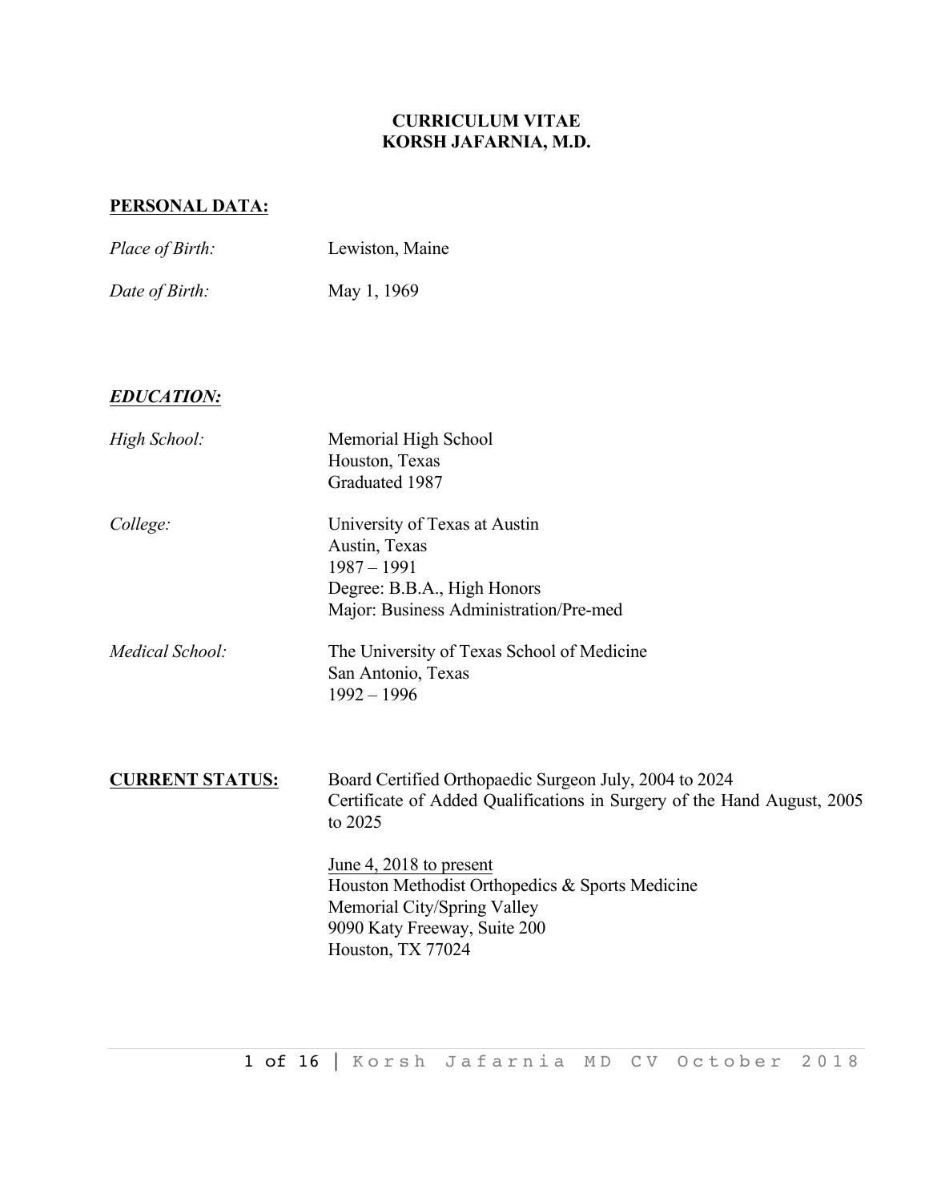# CURRICULUM VITAE
# KORSH JAFARNIA, M.D.

## PERSONAL DATA:

*Place of Birth:* Lewiston, Maine

*Date of Birth:* May 1, 1969

## *EDUCATION:*

*High School:*
Memorial High School
Houston, Texas
Graduated 1987

*College:*
University of Texas at Austin
Austin, Texas
1987 – 1991
Degree: B.B.A., High Honors
Major: Business Administration/Pre-med

*Medical School:*
The University of Texas School of Medicine
San Antonio, Texas
1992 – 1996

## CURRENT STATUS:

Board Certified Orthopaedic Surgeon July, 2004 to 2024
Certificate of Added Qualifications in Surgery of the Hand August, 2005 to 2025

<u>June 4, 2018 to present</u>
Houston Methodist Orthopedics & Sports Medicine
Memorial City/Spring Valley
9090 Katy Freeway, Suite 200
Houston, TX 77024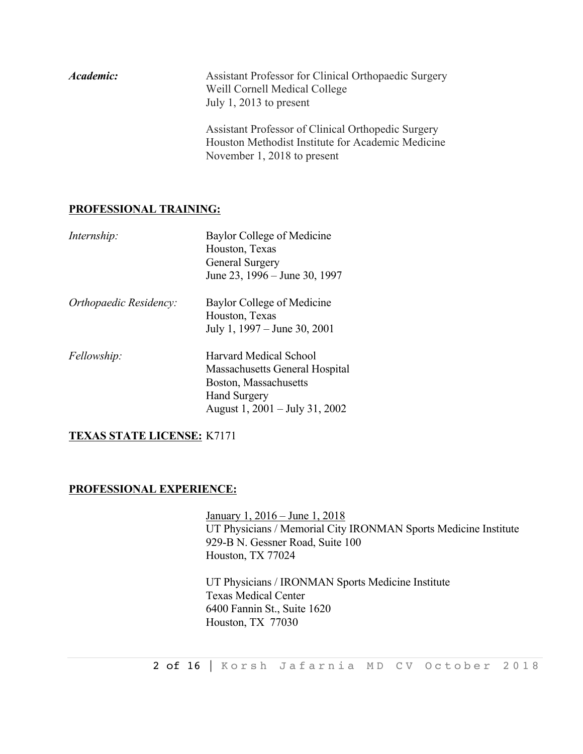***Academic:*** Assistant Professor for Clinical Orthopaedic Surgery
Weill Cornell Medical College
July 1, 2013 to present

Assistant Professor of Clinical Orthopedic Surgery
Houston Methodist Institute for Academic Medicine
November 1, 2018 to present

## PROFESSIONAL TRAINING:

*Internship:* Baylor College of Medicine
Houston, Texas
General Surgery
June 23, 1996 – June 30, 1997

*Orthopaedic Residency:* Baylor College of Medicine
Houston, Texas
July 1, 1997 – June 30, 2001

*Fellowship:* Harvard Medical School
Massachusetts General Hospital
Boston, Massachusetts
Hand Surgery
August 1, 2001 – July 31, 2002

**TEXAS STATE LICENSE:** K7171

## PROFESSIONAL EXPERIENCE:

January 1, 2016 – June 1, 2018
UT Physicians / Memorial City IRONMAN Sports Medicine Institute
929-B N. Gessner Road, Suite 100
Houston, TX 77024

UT Physicians / IRONMAN Sports Medicine Institute
Texas Medical Center
6400 Fannin St., Suite 1620
Houston, TX 77030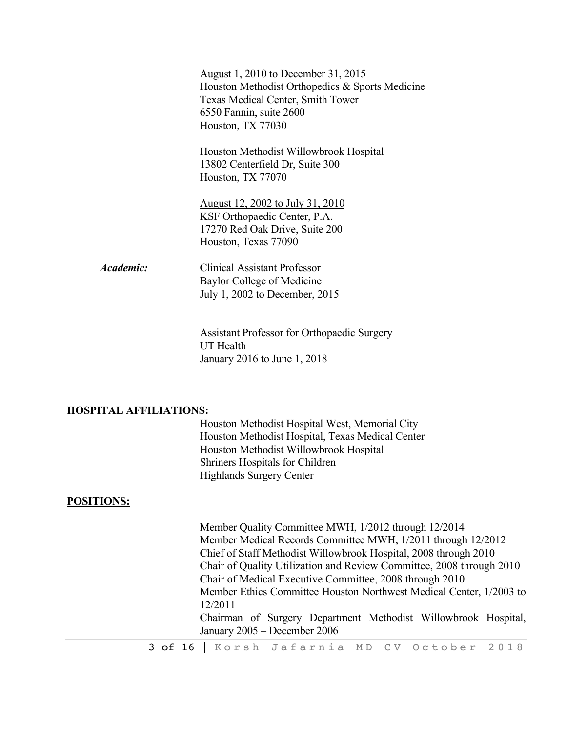<u>August 1, 2010 to December 31, 2015</u>
Houston Methodist Orthopedics & Sports Medicine
Texas Medical Center, Smith Tower
6550 Fannin, suite 2600
Houston, TX 77030

Houston Methodist Willowbrook Hospital
13802 Centerfield Dr, Suite 300
Houston, TX 77070

<u>August 12, 2002 to July 31, 2010</u>
KSF Orthopaedic Center, P.A.
17270 Red Oak Drive, Suite 200
Houston, Texas 77090

***Academic:***

Clinical Assistant Professor
Baylor College of Medicine
July 1, 2002 to December, 2015

Assistant Professor for Orthopaedic Surgery
UT Health
January 2016 to June 1, 2018

## **HOSPITAL AFFILIATIONS:**

Houston Methodist Hospital West, Memorial City
Houston Methodist Hospital, Texas Medical Center
Houston Methodist Willowbrook Hospital
Shriners Hospitals for Children
Highlands Surgery Center

## **POSITIONS:**

Member Quality Committee MWH, 1/2012 through 12/2014
Member Medical Records Committee MWH, 1/2011 through 12/2012
Chief of Staff Methodist Willowbrook Hospital, 2008 through 2010
Chair of Quality Utilization and Review Committee, 2008 through 2010
Chair of Medical Executive Committee, 2008 through 2010
Member Ethics Committee Houston Northwest Medical Center, 1/2003 to 12/2011
Chairman of Surgery Department Methodist Willowbrook Hospital, January 2005 – December 2006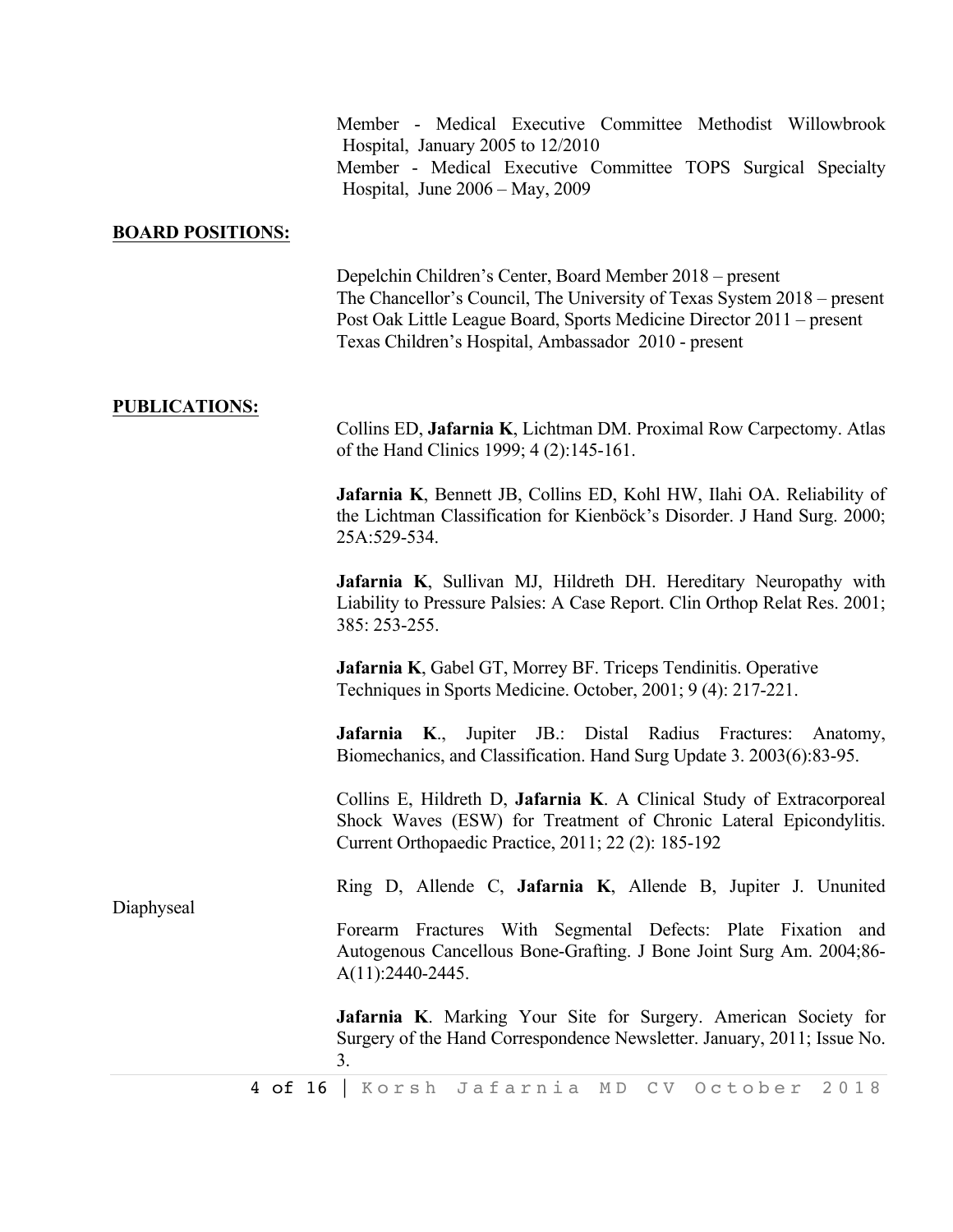Member - Medical Executive Committee Methodist Willowbrook Hospital, January 2005 to 12/2010
Member - Medical Executive Committee TOPS Surgical Specialty Hospital, June 2006 – May, 2009

**BOARD POSITIONS:**

Depelchin Children's Center, Board Member 2018 – present
The Chancellor's Council, The University of Texas System 2018 – present
Post Oak Little League Board, Sports Medicine Director 2011 – present
Texas Children's Hospital, Ambassador 2010 - present

**PUBLICATIONS:**

Collins ED, **Jafarnia K**, Lichtman DM. Proximal Row Carpectomy. Atlas of the Hand Clinics 1999; 4 (2):145-161.

**Jafarnia K**, Bennett JB, Collins ED, Kohl HW, Ilahi OA. Reliability of the Lichtman Classification for Kienböck's Disorder. J Hand Surg. 2000; 25A:529-534.

**Jafarnia K**, Sullivan MJ, Hildreth DH. Hereditary Neuropathy with Liability to Pressure Palsies: A Case Report. Clin Orthop Relat Res. 2001; 385: 253-255.

**Jafarnia K**, Gabel GT, Morrey BF. Triceps Tendinitis. Operative Techniques in Sports Medicine. October, 2001; 9 (4): 217-221.

**Jafarnia K**., Jupiter JB.: Distal Radius Fractures: Anatomy, Biomechanics, and Classification. Hand Surg Update 3. 2003(6):83-95.

Collins E, Hildreth D, **Jafarnia K**. A Clinical Study of Extracorporeal Shock Waves (ESW) for Treatment of Chronic Lateral Epicondylitis. Current Orthopaedic Practice, 2011; 22 (2): 185-192

Ring D, Allende C, **Jafarnia K**, Allende B, Jupiter J. Ununited Diaphyseal Forearm Fractures With Segmental Defects: Plate Fixation and Autogenous Cancellous Bone-Grafting. J Bone Joint Surg Am. 2004;86-A(11):2440-2445.

**Jafarnia K**. Marking Your Site for Surgery. American Society for Surgery of the Hand Correspondence Newsletter. January, 2011; Issue No. 3.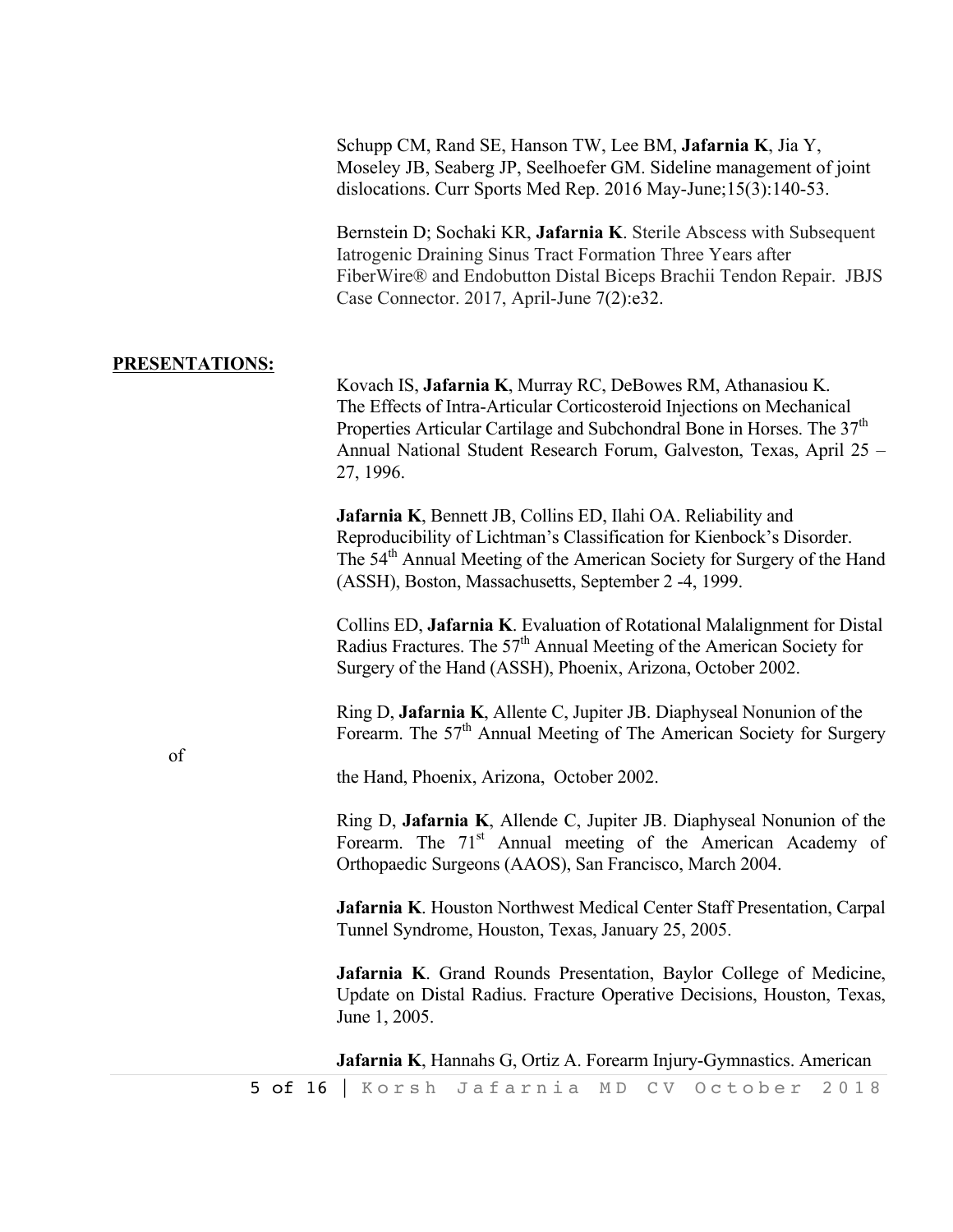Schupp CM, Rand SE, Hanson TW, Lee BM, **Jafarnia K**, Jia Y, Moseley JB, Seaberg JP, Seelhoefer GM. Sideline management of joint dislocations. Curr Sports Med Rep. 2016 May-June;15(3):140-53.

Bernstein D; Sochaki KR, **Jafarnia K**. Sterile Abscess with Subsequent Iatrogenic Draining Sinus Tract Formation Three Years after FiberWire® and Endobutton Distal Biceps Brachii Tendon Repair. JBJS Case Connector. 2017, April-June 7(2):e32.

## PRESENTATIONS:

Kovach IS, **Jafarnia K**, Murray RC, DeBowes RM, Athanasiou K. The Effects of Intra-Articular Corticosteroid Injections on Mechanical Properties Articular Cartilage and Subchondral Bone in Horses. The 37th Annual National Student Research Forum, Galveston, Texas, April 25 – 27, 1996.

**Jafarnia K**, Bennett JB, Collins ED, Ilahi OA. Reliability and Reproducibility of Lichtman's Classification for Kienbock's Disorder. The 54th Annual Meeting of the American Society for Surgery of the Hand (ASSH), Boston, Massachusetts, September 2 -4, 1999.

Collins ED, **Jafarnia K**. Evaluation of Rotational Malalignment for Distal Radius Fractures. The 57th Annual Meeting of the American Society for Surgery of the Hand (ASSH), Phoenix, Arizona, October 2002.

Ring D, **Jafarnia K**, Allente C, Jupiter JB. Diaphyseal Nonunion of the Forearm. The 57th Annual Meeting of The American Society for Surgery of the Hand, Phoenix, Arizona, October 2002.

Ring D, **Jafarnia K**, Allende C, Jupiter JB. Diaphyseal Nonunion of the Forearm. The 71st Annual meeting of the American Academy of Orthopaedic Surgeons (AAOS), San Francisco, March 2004.

**Jafarnia K**. Houston Northwest Medical Center Staff Presentation, Carpal Tunnel Syndrome, Houston, Texas, January 25, 2005.

**Jafarnia K**. Grand Rounds Presentation, Baylor College of Medicine, Update on Distal Radius. Fracture Operative Decisions, Houston, Texas, June 1, 2005.

**Jafarnia K**, Hannahs G, Ortiz A. Forearm Injury-Gymnastics. American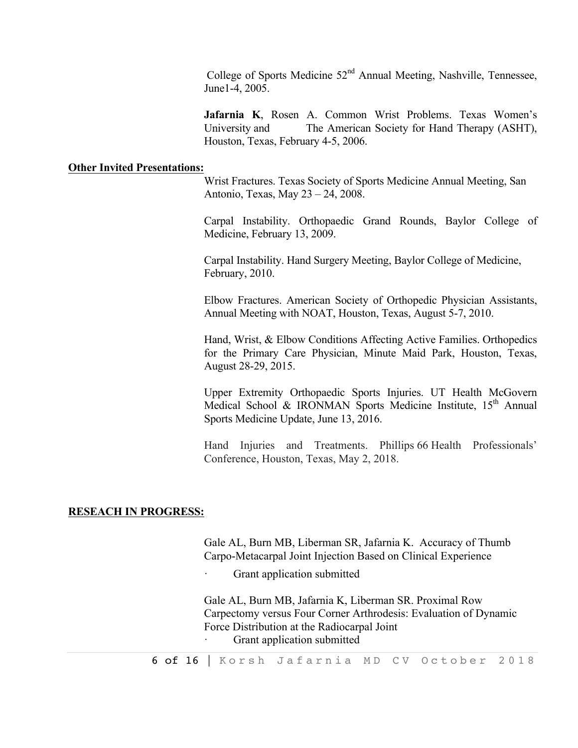College of Sports Medicine 52nd Annual Meeting, Nashville, Tennessee, June1-4, 2005.

**Jafarnia K**, Rosen A. Common Wrist Problems. Texas Women's University and The American Society for Hand Therapy (ASHT), Houston, Texas, February 4-5, 2006.

**Other Invited Presentations:**

Wrist Fractures. Texas Society of Sports Medicine Annual Meeting, San Antonio, Texas, May 23 – 24, 2008.

Carpal Instability. Orthopaedic Grand Rounds, Baylor College of Medicine, February 13, 2009.

Carpal Instability. Hand Surgery Meeting, Baylor College of Medicine, February, 2010.

Elbow Fractures. American Society of Orthopedic Physician Assistants, Annual Meeting with NOAT, Houston, Texas, August 5-7, 2010.

Hand, Wrist, & Elbow Conditions Affecting Active Families. Orthopedics for the Primary Care Physician, Minute Maid Park, Houston, Texas, August 28-29, 2015.

Upper Extremity Orthopaedic Sports Injuries. UT Health McGovern Medical School & IRONMAN Sports Medicine Institute, 15th Annual Sports Medicine Update, June 13, 2016.

Hand Injuries and Treatments. Phillips 66 Health Professionals' Conference, Houston, Texas, May 2, 2018.

**RESEACH IN PROGRESS:**

Gale AL, Burn MB, Liberman SR, Jafarnia K. Accuracy of Thumb Carpo-Metacarpal Joint Injection Based on Clinical Experience

- Grant application submitted

Gale AL, Burn MB, Jafarnia K, Liberman SR. Proximal Row Carpectomy versus Four Corner Arthrodesis: Evaluation of Dynamic Force Distribution at the Radiocarpal Joint

- Grant application submitted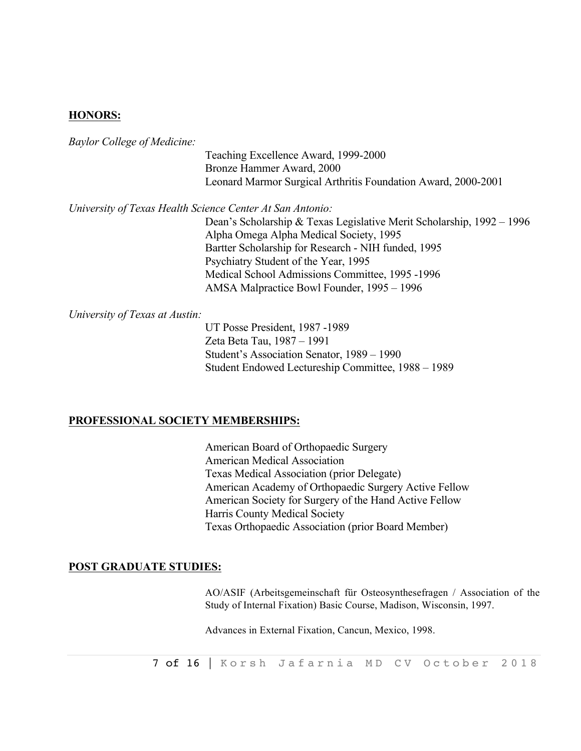## HONORS:

*Baylor College of Medicine:*

Teaching Excellence Award, 1999-2000
Bronze Hammer Award, 2000
Leonard Marmor Surgical Arthritis Foundation Award, 2000-2001

*University of Texas Health Science Center At San Antonio:*

Dean's Scholarship & Texas Legislative Merit Scholarship, 1992 – 1996
Alpha Omega Alpha Medical Society, 1995
Bartter Scholarship for Research - NIH funded, 1995
Psychiatry Student of the Year, 1995
Medical School Admissions Committee, 1995 -1996
AMSA Malpractice Bowl Founder, 1995 – 1996

*University of Texas at Austin:*

UT Posse President, 1987 -1989
Zeta Beta Tau, 1987 – 1991
Student's Association Senator, 1989 – 1990
Student Endowed Lectureship Committee, 1988 – 1989

## PROFESSIONAL SOCIETY MEMBERSHIPS:

American Board of Orthopaedic Surgery
American Medical Association
Texas Medical Association (prior Delegate)
American Academy of Orthopaedic Surgery Active Fellow
American Society for Surgery of the Hand Active Fellow
Harris County Medical Society
Texas Orthopaedic Association (prior Board Member)

## POST GRADUATE STUDIES:

AO/ASIF (Arbeitsgemeinschaft für Osteosynthesefragen / Association of the Study of Internal Fixation) Basic Course, Madison, Wisconsin, 1997.

Advances in External Fixation, Cancun, Mexico, 1998.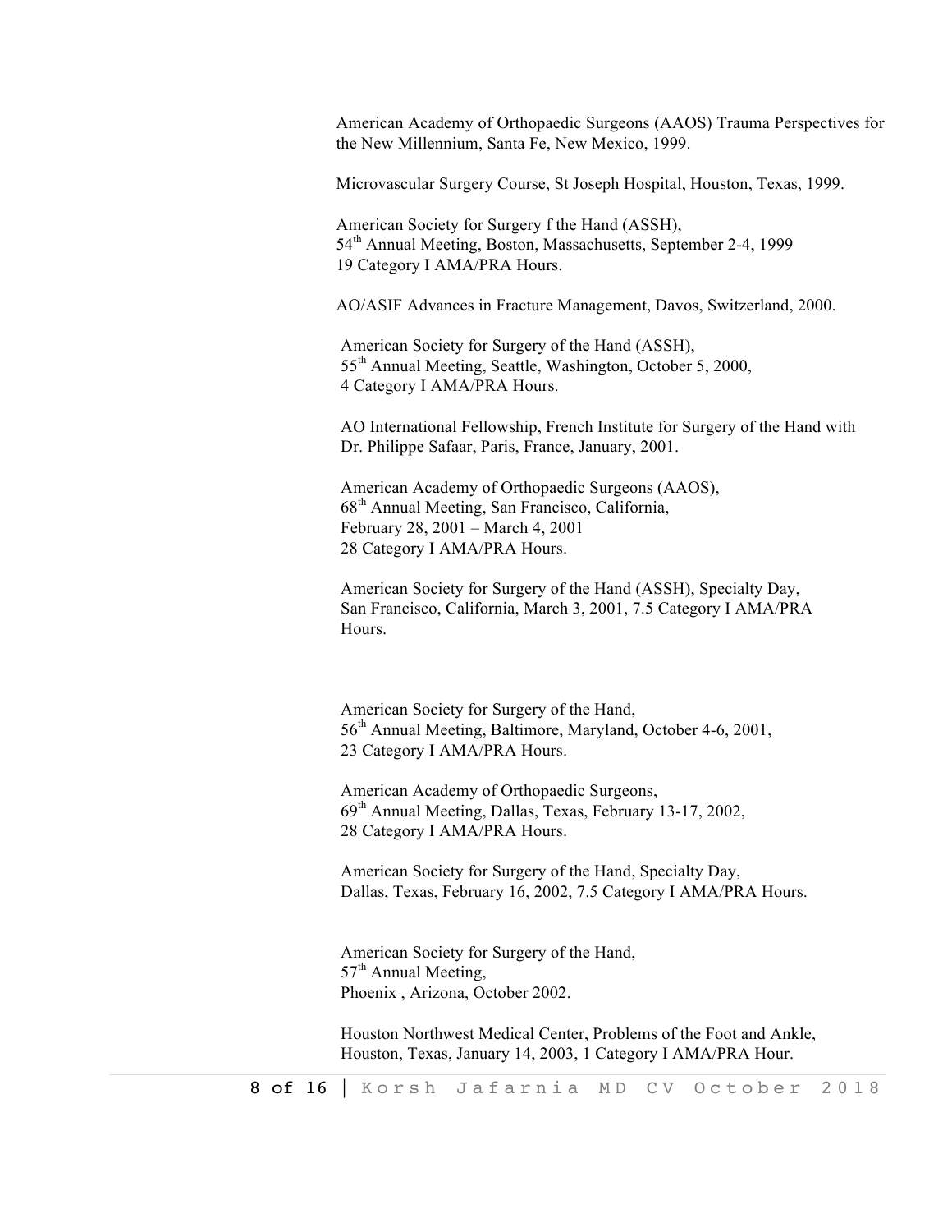American Academy of Orthopaedic Surgeons (AAOS) Trauma Perspectives for the New Millennium, Santa Fe, New Mexico, 1999.

Microvascular Surgery Course, St Joseph Hospital, Houston, Texas, 1999.

American Society for Surgery f the Hand (ASSH),
54th Annual Meeting, Boston, Massachusetts, September 2-4, 1999
19 Category I AMA/PRA Hours.

AO/ASIF Advances in Fracture Management, Davos, Switzerland, 2000.

American Society for Surgery of the Hand (ASSH),
55th Annual Meeting, Seattle, Washington, October 5, 2000,
4 Category I AMA/PRA Hours.

AO International Fellowship, French Institute for Surgery of the Hand with Dr. Philippe Safaar, Paris, France, January, 2001.

American Academy of Orthopaedic Surgeons (AAOS),
68th Annual Meeting, San Francisco, California,
February 28, 2001 – March 4, 2001
28 Category I AMA/PRA Hours.

American Society for Surgery of the Hand (ASSH), Specialty Day,
San Francisco, California, March 3, 2001, 7.5 Category I AMA/PRA Hours.

American Society for Surgery of the Hand,
56th Annual Meeting, Baltimore, Maryland, October 4-6, 2001,
23 Category I AMA/PRA Hours.

American Academy of Orthopaedic Surgeons,
69th Annual Meeting, Dallas, Texas, February 13-17, 2002,
28 Category I AMA/PRA Hours.

American Society for Surgery of the Hand, Specialty Day,
Dallas, Texas, February 16, 2002, 7.5 Category I AMA/PRA Hours.

American Society for Surgery of the Hand,
57th Annual Meeting,
Phoenix , Arizona, October 2002.

Houston Northwest Medical Center, Problems of the Foot and Ankle,
Houston, Texas, January 14, 2003, 1 Category I AMA/PRA Hour.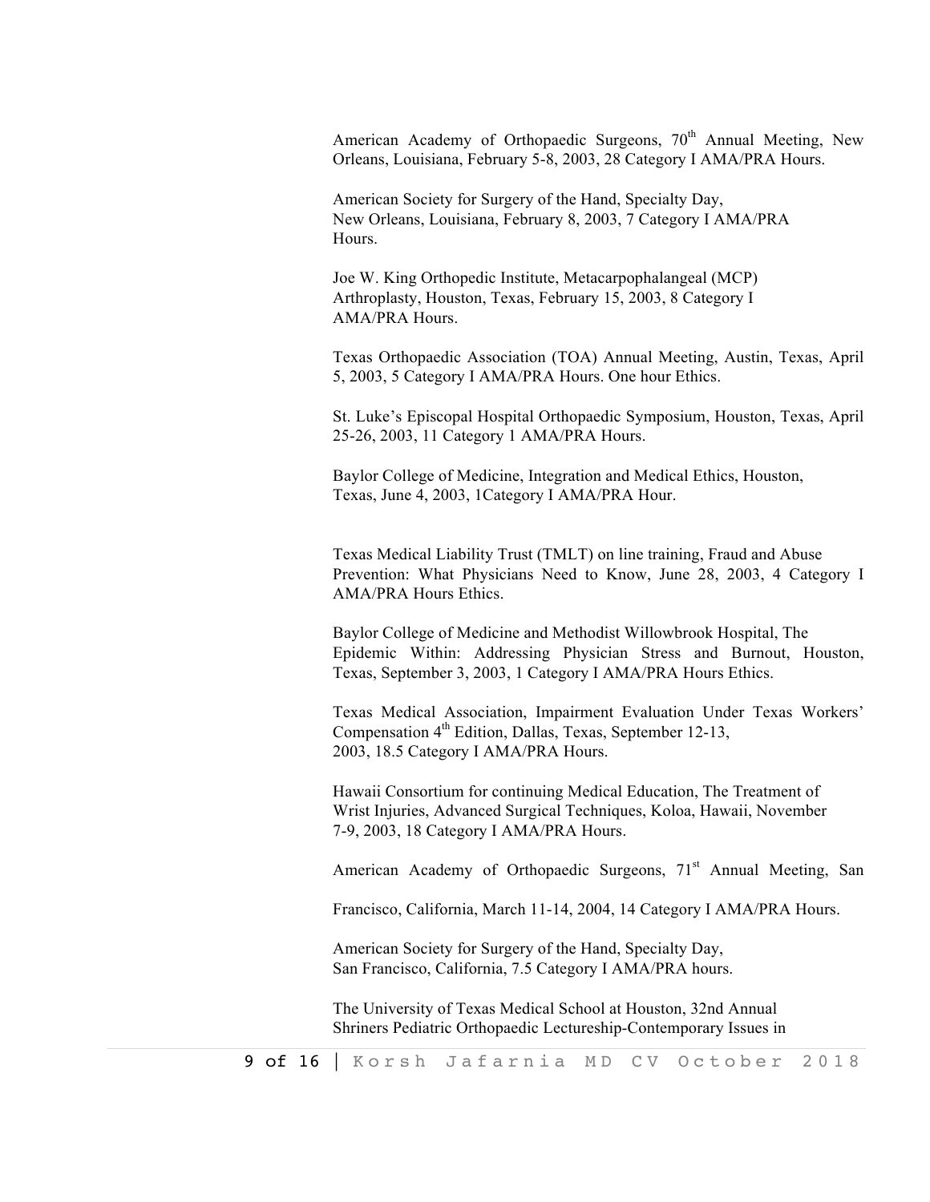American Academy of Orthopaedic Surgeons, 70th Annual Meeting, New Orleans, Louisiana, February 5-8, 2003, 28 Category I AMA/PRA Hours.

American Society for Surgery of the Hand, Specialty Day, New Orleans, Louisiana, February 8, 2003, 7 Category I AMA/PRA Hours.

Joe W. King Orthopedic Institute, Metacarpophalangeal (MCP) Arthroplasty, Houston, Texas, February 15, 2003, 8 Category I AMA/PRA Hours.

Texas Orthopaedic Association (TOA) Annual Meeting, Austin, Texas, April 5, 2003, 5 Category I AMA/PRA Hours. One hour Ethics.

St. Luke's Episcopal Hospital Orthopaedic Symposium, Houston, Texas, April 25-26, 2003, 11 Category 1 AMA/PRA Hours.

Baylor College of Medicine, Integration and Medical Ethics, Houston, Texas, June 4, 2003, 1Category I AMA/PRA Hour.

Texas Medical Liability Trust (TMLT) on line training, Fraud and Abuse Prevention: What Physicians Need to Know, June 28, 2003, 4 Category I AMA/PRA Hours Ethics.

Baylor College of Medicine and Methodist Willowbrook Hospital, The Epidemic Within: Addressing Physician Stress and Burnout, Houston, Texas, September 3, 2003, 1 Category I AMA/PRA Hours Ethics.

Texas Medical Association, Impairment Evaluation Under Texas Workers' Compensation 4th Edition, Dallas, Texas, September 12-13, 2003, 18.5 Category I AMA/PRA Hours.

Hawaii Consortium for continuing Medical Education, The Treatment of Wrist Injuries, Advanced Surgical Techniques, Koloa, Hawaii, November 7-9, 2003, 18 Category I AMA/PRA Hours.

American Academy of Orthopaedic Surgeons, 71st Annual Meeting, San Francisco, California, March 11-14, 2004, 14 Category I AMA/PRA Hours.

American Society for Surgery of the Hand, Specialty Day, San Francisco, California, 7.5 Category I AMA/PRA hours.

The University of Texas Medical School at Houston, 32nd Annual Shriners Pediatric Orthopaedic Lectureship-Contemporary Issues in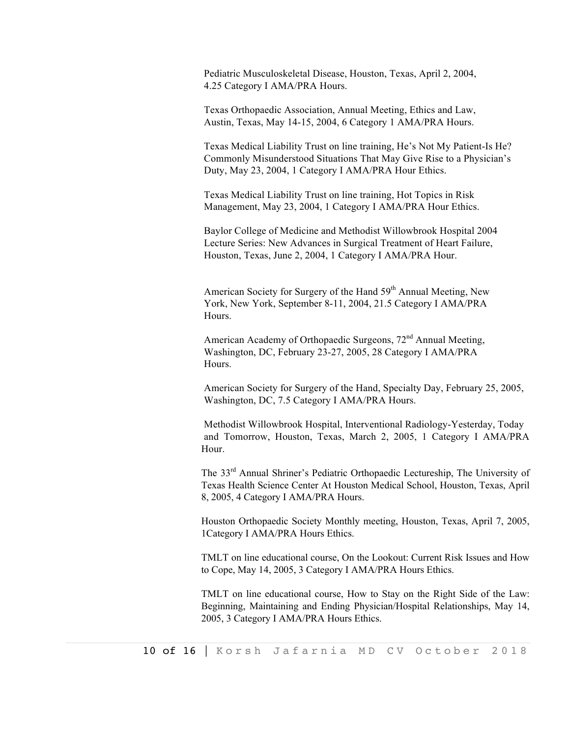Pediatric Musculoskeletal Disease, Houston, Texas, April 2, 2004, 4.25 Category I AMA/PRA Hours.

Texas Orthopaedic Association, Annual Meeting, Ethics and Law, Austin, Texas, May 14-15, 2004, 6 Category 1 AMA/PRA Hours.

Texas Medical Liability Trust on line training, He's Not My Patient-Is He? Commonly Misunderstood Situations That May Give Rise to a Physician's Duty, May 23, 2004, 1 Category I AMA/PRA Hour Ethics.

Texas Medical Liability Trust on line training, Hot Topics in Risk Management, May 23, 2004, 1 Category I AMA/PRA Hour Ethics.

Baylor College of Medicine and Methodist Willowbrook Hospital 2004 Lecture Series: New Advances in Surgical Treatment of Heart Failure, Houston, Texas, June 2, 2004, 1 Category I AMA/PRA Hour.

American Society for Surgery of the Hand 59th Annual Meeting, New York, New York, September 8-11, 2004, 21.5 Category I AMA/PRA Hours.

American Academy of Orthopaedic Surgeons, 72nd Annual Meeting, Washington, DC, February 23-27, 2005, 28 Category I AMA/PRA Hours.

American Society for Surgery of the Hand, Specialty Day, February 25, 2005, Washington, DC, 7.5 Category I AMA/PRA Hours.

Methodist Willowbrook Hospital, Interventional Radiology-Yesterday, Today and Tomorrow, Houston, Texas, March 2, 2005, 1 Category I AMA/PRA Hour.

The 33rd Annual Shriner's Pediatric Orthopaedic Lectureship, The University of Texas Health Science Center At Houston Medical School, Houston, Texas, April 8, 2005, 4 Category I AMA/PRA Hours.

Houston Orthopaedic Society Monthly meeting, Houston, Texas, April 7, 2005, 1Category I AMA/PRA Hours Ethics.

TMLT on line educational course, On the Lookout: Current Risk Issues and How to Cope, May 14, 2005, 3 Category I AMA/PRA Hours Ethics.

TMLT on line educational course, How to Stay on the Right Side of the Law: Beginning, Maintaining and Ending Physician/Hospital Relationships, May 14, 2005, 3 Category I AMA/PRA Hours Ethics.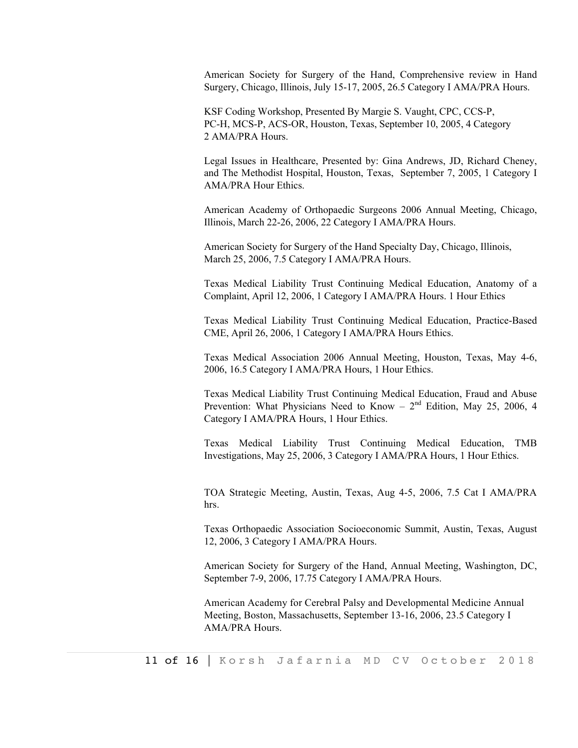American Society for Surgery of the Hand, Comprehensive review in Hand Surgery, Chicago, Illinois, July 15-17, 2005, 26.5 Category I AMA/PRA Hours.

KSF Coding Workshop, Presented By Margie S. Vaught, CPC, CCS-P, PC-H, MCS-P, ACS-OR, Houston, Texas, September 10, 2005, 4 Category 2 AMA/PRA Hours.

Legal Issues in Healthcare, Presented by: Gina Andrews, JD, Richard Cheney, and The Methodist Hospital, Houston, Texas, September 7, 2005, 1 Category I AMA/PRA Hour Ethics.

American Academy of Orthopaedic Surgeons 2006 Annual Meeting, Chicago, Illinois, March 22-26, 2006, 22 Category I AMA/PRA Hours.

American Society for Surgery of the Hand Specialty Day, Chicago, Illinois, March 25, 2006, 7.5 Category I AMA/PRA Hours.

Texas Medical Liability Trust Continuing Medical Education, Anatomy of a Complaint, April 12, 2006, 1 Category I AMA/PRA Hours. 1 Hour Ethics

Texas Medical Liability Trust Continuing Medical Education, Practice-Based CME, April 26, 2006, 1 Category I AMA/PRA Hours Ethics.

Texas Medical Association 2006 Annual Meeting, Houston, Texas, May 4-6, 2006, 16.5 Category I AMA/PRA Hours, 1 Hour Ethics.

Texas Medical Liability Trust Continuing Medical Education, Fraud and Abuse Prevention: What Physicians Need to Know – 2nd Edition, May 25, 2006, 4 Category I AMA/PRA Hours, 1 Hour Ethics.

Texas Medical Liability Trust Continuing Medical Education, TMB Investigations, May 25, 2006, 3 Category I AMA/PRA Hours, 1 Hour Ethics.

TOA Strategic Meeting, Austin, Texas, Aug 4-5, 2006, 7.5 Cat I AMA/PRA hrs.

Texas Orthopaedic Association Socioeconomic Summit, Austin, Texas, August 12, 2006, 3 Category I AMA/PRA Hours.

American Society for Surgery of the Hand, Annual Meeting, Washington, DC, September 7-9, 2006, 17.75 Category I AMA/PRA Hours.

American Academy for Cerebral Palsy and Developmental Medicine Annual Meeting, Boston, Massachusetts, September 13-16, 2006, 23.5 Category I AMA/PRA Hours.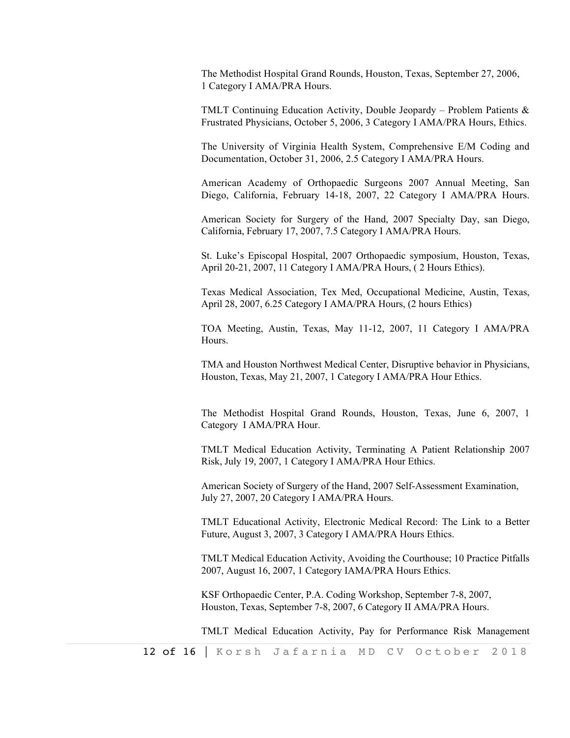The Methodist Hospital Grand Rounds, Houston, Texas, September 27, 2006, 1 Category I AMA/PRA Hours.

TMLT Continuing Education Activity, Double Jeopardy – Problem Patients & Frustrated Physicians, October 5, 2006, 3 Category I AMA/PRA Hours, Ethics.

The University of Virginia Health System, Comprehensive E/M Coding and Documentation, October 31, 2006, 2.5 Category I AMA/PRA Hours.

American Academy of Orthopaedic Surgeons 2007 Annual Meeting, San Diego, California, February 14-18, 2007, 22 Category I AMA/PRA Hours.

American Society for Surgery of the Hand, 2007 Specialty Day, san Diego, California, February 17, 2007, 7.5 Category I AMA/PRA Hours.

St. Luke's Episcopal Hospital, 2007 Orthopaedic symposium, Houston, Texas, April 20-21, 2007, 11 Category I AMA/PRA Hours, ( 2 Hours Ethics).

Texas Medical Association, Tex Med, Occupational Medicine, Austin, Texas, April 28, 2007, 6.25 Category I AMA/PRA Hours, (2 hours Ethics)

TOA Meeting, Austin, Texas, May 11-12, 2007, 11 Category I AMA/PRA Hours.

TMA and Houston Northwest Medical Center, Disruptive behavior in Physicians, Houston, Texas, May 21, 2007, 1 Category I AMA/PRA Hour Ethics.

The Methodist Hospital Grand Rounds, Houston, Texas, June 6, 2007, 1 Category I AMA/PRA Hour.

TMLT Medical Education Activity, Terminating A Patient Relationship 2007 Risk, July 19, 2007, 1 Category I AMA/PRA Hour Ethics.

American Society of Surgery of the Hand, 2007 Self-Assessment Examination, July 27, 2007, 20 Category I AMA/PRA Hours.

TMLT Educational Activity, Electronic Medical Record: The Link to a Better Future, August 3, 2007, 3 Category I AMA/PRA Hours Ethics.

TMLT Medical Education Activity, Avoiding the Courthouse; 10 Practice Pitfalls 2007, August 16, 2007, 1 Category IAMA/PRA Hours Ethics.

KSF Orthopaedic Center, P.A. Coding Workshop, September 7-8, 2007, Houston, Texas, September 7-8, 2007, 6 Category II AMA/PRA Hours.

TMLT Medical Education Activity, Pay for Performance Risk Management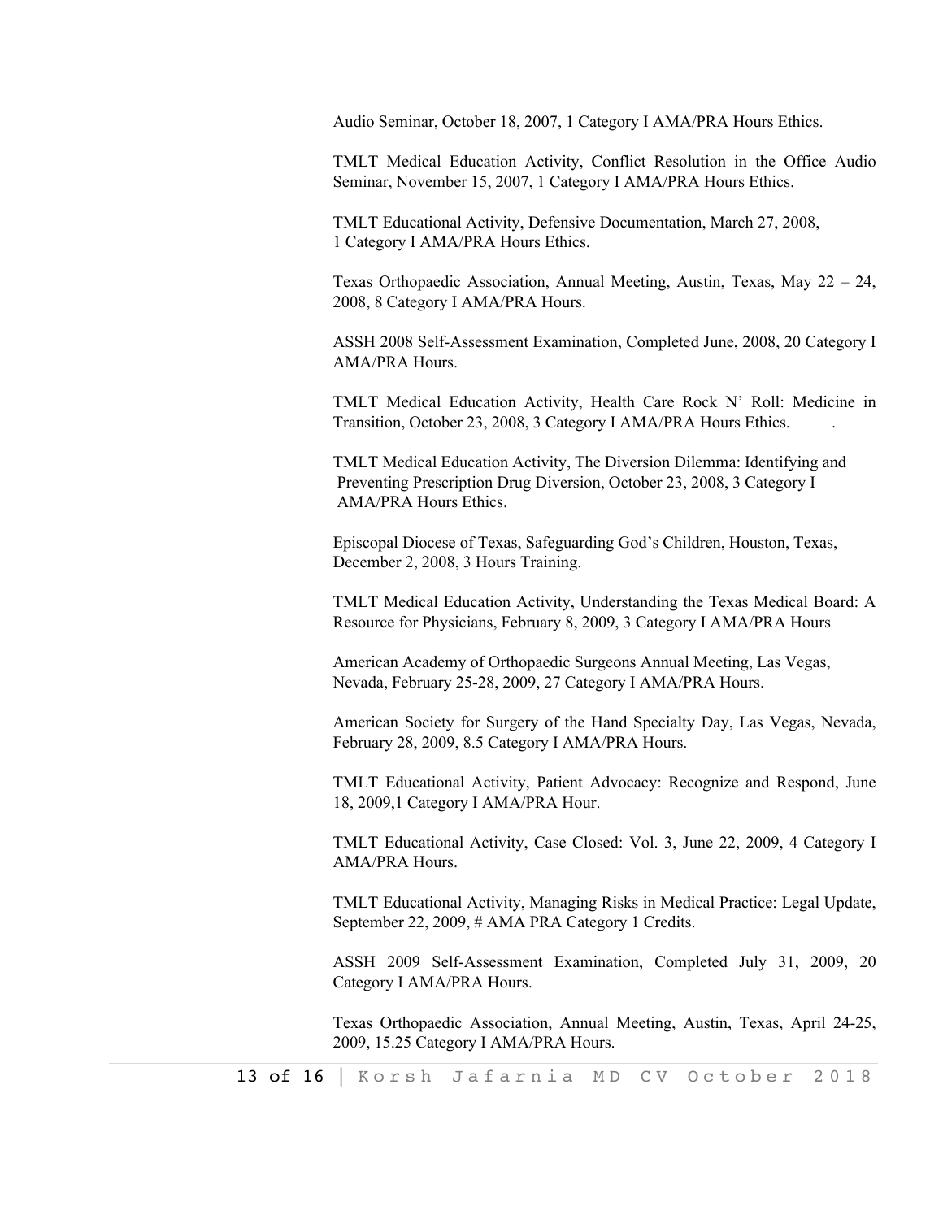Audio Seminar, October 18, 2007, 1 Category I AMA/PRA Hours Ethics.

TMLT Medical Education Activity, Conflict Resolution in the Office Audio Seminar, November 15, 2007, 1 Category I AMA/PRA Hours Ethics.

TMLT Educational Activity, Defensive Documentation, March 27, 2008, 1 Category I AMA/PRA Hours Ethics.

Texas Orthopaedic Association, Annual Meeting, Austin, Texas, May 22 – 24, 2008, 8 Category I AMA/PRA Hours.

ASSH 2008 Self-Assessment Examination, Completed June, 2008, 20 Category I AMA/PRA Hours.

TMLT Medical Education Activity, Health Care Rock N' Roll: Medicine in Transition, October 23, 2008, 3 Category I AMA/PRA Hours Ethics. .

TMLT Medical Education Activity, The Diversion Dilemma: Identifying and Preventing Prescription Drug Diversion, October 23, 2008, 3 Category I AMA/PRA Hours Ethics.

Episcopal Diocese of Texas, Safeguarding God's Children, Houston, Texas, December 2, 2008, 3 Hours Training.

TMLT Medical Education Activity, Understanding the Texas Medical Board: A Resource for Physicians, February 8, 2009, 3 Category I AMA/PRA Hours

American Academy of Orthopaedic Surgeons Annual Meeting, Las Vegas, Nevada, February 25-28, 2009, 27 Category I AMA/PRA Hours.

American Society for Surgery of the Hand Specialty Day, Las Vegas, Nevada, February 28, 2009, 8.5 Category I AMA/PRA Hours.

TMLT Educational Activity, Patient Advocacy: Recognize and Respond, June 18, 2009,1 Category I AMA/PRA Hour.

TMLT Educational Activity, Case Closed: Vol. 3, June 22, 2009, 4 Category I AMA/PRA Hours.

TMLT Educational Activity, Managing Risks in Medical Practice: Legal Update, September 22, 2009, # AMA PRA Category 1 Credits.

ASSH 2009 Self-Assessment Examination, Completed July 31, 2009, 20 Category I AMA/PRA Hours.

Texas Orthopaedic Association, Annual Meeting, Austin, Texas, April 24-25, 2009, 15.25 Category I AMA/PRA Hours.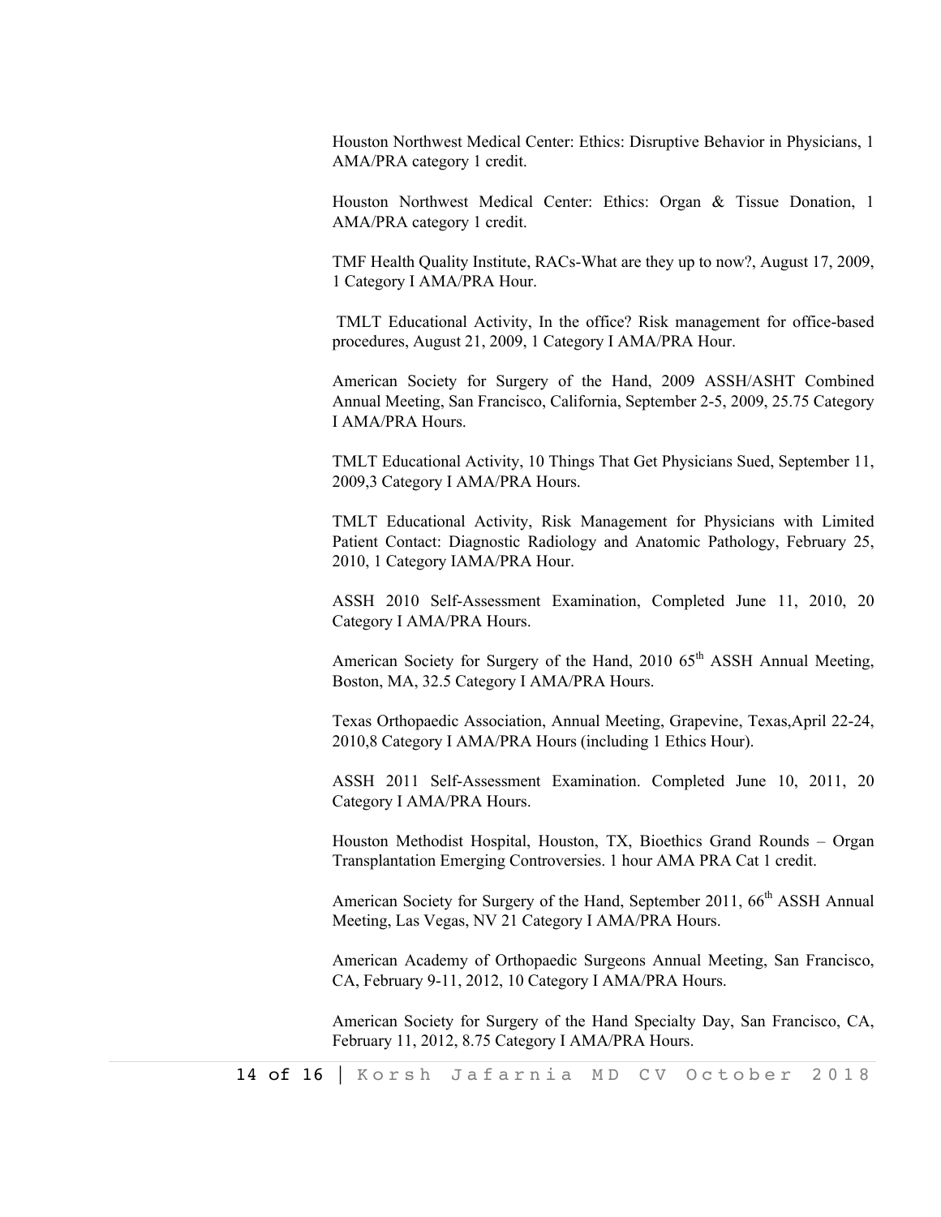Houston Northwest Medical Center: Ethics: Disruptive Behavior in Physicians, 1 AMA/PRA category 1 credit.

Houston Northwest Medical Center: Ethics: Organ & Tissue Donation, 1 AMA/PRA category 1 credit.

TMF Health Quality Institute, RACs-What are they up to now?, August 17, 2009, 1 Category I AMA/PRA Hour.

TMLT Educational Activity, In the office? Risk management for office-based procedures, August 21, 2009, 1 Category I AMA/PRA Hour.

American Society for Surgery of the Hand, 2009 ASSH/ASHT Combined Annual Meeting, San Francisco, California, September 2-5, 2009, 25.75 Category I AMA/PRA Hours.

TMLT Educational Activity, 10 Things That Get Physicians Sued, September 11, 2009,3 Category I AMA/PRA Hours.

TMLT Educational Activity, Risk Management for Physicians with Limited Patient Contact: Diagnostic Radiology and Anatomic Pathology, February 25, 2010, 1 Category IAMA/PRA Hour.

ASSH 2010 Self-Assessment Examination, Completed June 11, 2010, 20 Category I AMA/PRA Hours.

American Society for Surgery of the Hand, 2010 65th ASSH Annual Meeting, Boston, MA, 32.5 Category I AMA/PRA Hours.

Texas Orthopaedic Association, Annual Meeting, Grapevine, Texas,April 22-24, 2010,8 Category I AMA/PRA Hours (including 1 Ethics Hour).

ASSH 2011 Self-Assessment Examination. Completed June 10, 2011, 20 Category I AMA/PRA Hours.

Houston Methodist Hospital, Houston, TX, Bioethics Grand Rounds – Organ Transplantation Emerging Controversies. 1 hour AMA PRA Cat 1 credit.

American Society for Surgery of the Hand, September 2011, 66th ASSH Annual Meeting, Las Vegas, NV 21 Category I AMA/PRA Hours.

American Academy of Orthopaedic Surgeons Annual Meeting, San Francisco, CA, February 9-11, 2012, 10 Category I AMA/PRA Hours.

American Society for Surgery of the Hand Specialty Day, San Francisco, CA, February 11, 2012, 8.75 Category I AMA/PRA Hours.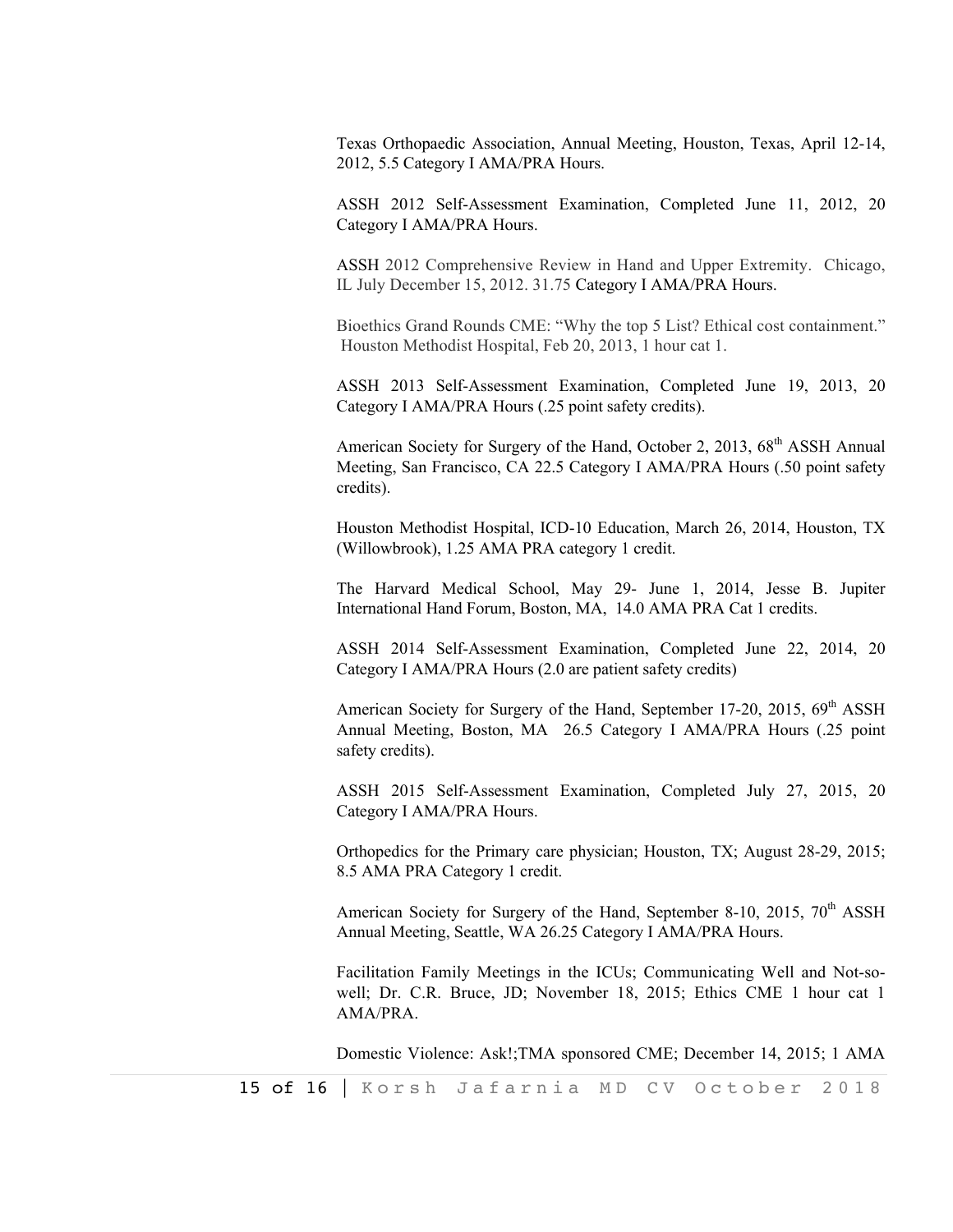Texas Orthopaedic Association, Annual Meeting, Houston, Texas, April 12-14, 2012, 5.5 Category I AMA/PRA Hours.

ASSH 2012 Self-Assessment Examination, Completed June 11, 2012, 20 Category I AMA/PRA Hours.

ASSH 2012 Comprehensive Review in Hand and Upper Extremity. Chicago, IL July December 15, 2012. 31.75 Category I AMA/PRA Hours.

Bioethics Grand Rounds CME: "Why the top 5 List? Ethical cost containment." Houston Methodist Hospital, Feb 20, 2013, 1 hour cat 1.

ASSH 2013 Self-Assessment Examination, Completed June 19, 2013, 20 Category I AMA/PRA Hours (.25 point safety credits).

American Society for Surgery of the Hand, October 2, 2013, 68th ASSH Annual Meeting, San Francisco, CA 22.5 Category I AMA/PRA Hours (.50 point safety credits).

Houston Methodist Hospital, ICD-10 Education, March 26, 2014, Houston, TX (Willowbrook), 1.25 AMA PRA category 1 credit.

The Harvard Medical School, May 29- June 1, 2014, Jesse B. Jupiter International Hand Forum, Boston, MA, 14.0 AMA PRA Cat 1 credits.

ASSH 2014 Self-Assessment Examination, Completed June 22, 2014, 20 Category I AMA/PRA Hours (2.0 are patient safety credits)

American Society for Surgery of the Hand, September 17-20, 2015, 69th ASSH Annual Meeting, Boston, MA 26.5 Category I AMA/PRA Hours (.25 point safety credits).

ASSH 2015 Self-Assessment Examination, Completed July 27, 2015, 20 Category I AMA/PRA Hours.

Orthopedics for the Primary care physician; Houston, TX; August 28-29, 2015; 8.5 AMA PRA Category 1 credit.

American Society for Surgery of the Hand, September 8-10, 2015, 70th ASSH Annual Meeting, Seattle, WA 26.25 Category I AMA/PRA Hours.

Facilitation Family Meetings in the ICUs; Communicating Well and Not-so-well; Dr. C.R. Bruce, JD; November 18, 2015; Ethics CME 1 hour cat 1 AMA/PRA.

Domestic Violence: Ask!;TMA sponsored CME; December 14, 2015; 1 AMA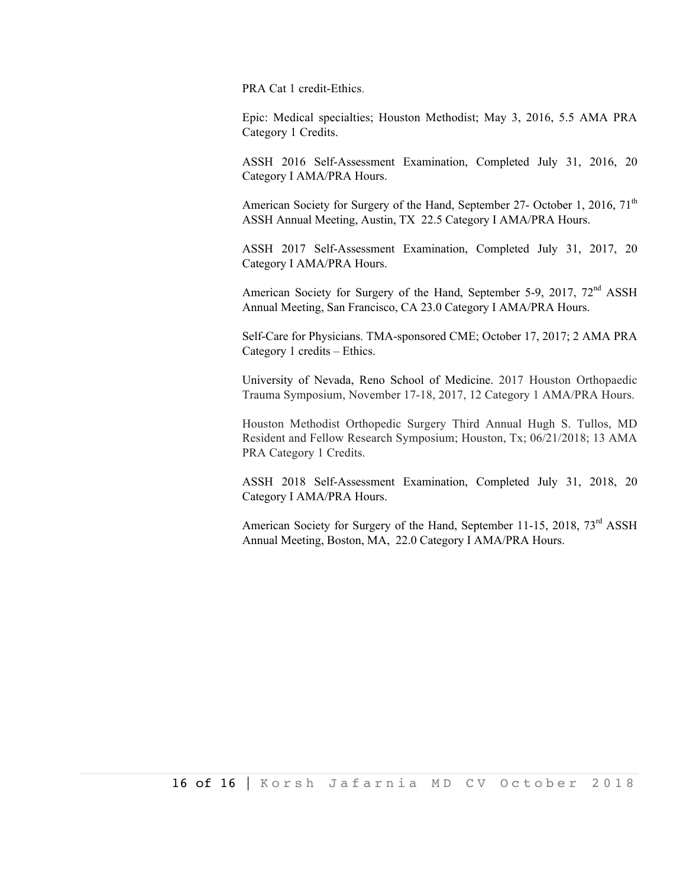PRA Cat 1 credit-Ethics.

Epic: Medical specialties; Houston Methodist; May 3, 2016, 5.5 AMA PRA Category 1 Credits.

ASSH 2016 Self-Assessment Examination, Completed July 31, 2016, 20 Category I AMA/PRA Hours.

American Society for Surgery of the Hand, September 27- October 1, 2016, 71th ASSH Annual Meeting, Austin, TX 22.5 Category I AMA/PRA Hours.

ASSH 2017 Self-Assessment Examination, Completed July 31, 2017, 20 Category I AMA/PRA Hours.

American Society for Surgery of the Hand, September 5-9, 2017, 72nd ASSH Annual Meeting, San Francisco, CA 23.0 Category I AMA/PRA Hours.

Self-Care for Physicians. TMA-sponsored CME; October 17, 2017; 2 AMA PRA Category 1 credits – Ethics.

University of Nevada, Reno School of Medicine. 2017 Houston Orthopaedic Trauma Symposium, November 17-18, 2017, 12 Category 1 AMA/PRA Hours.

Houston Methodist Orthopedic Surgery Third Annual Hugh S. Tullos, MD Resident and Fellow Research Symposium; Houston, Tx; 06/21/2018; 13 AMA PRA Category 1 Credits.

ASSH 2018 Self-Assessment Examination, Completed July 31, 2018, 20 Category I AMA/PRA Hours.

American Society for Surgery of the Hand, September 11-15, 2018, 73rd ASSH Annual Meeting, Boston, MA, 22.0 Category I AMA/PRA Hours.